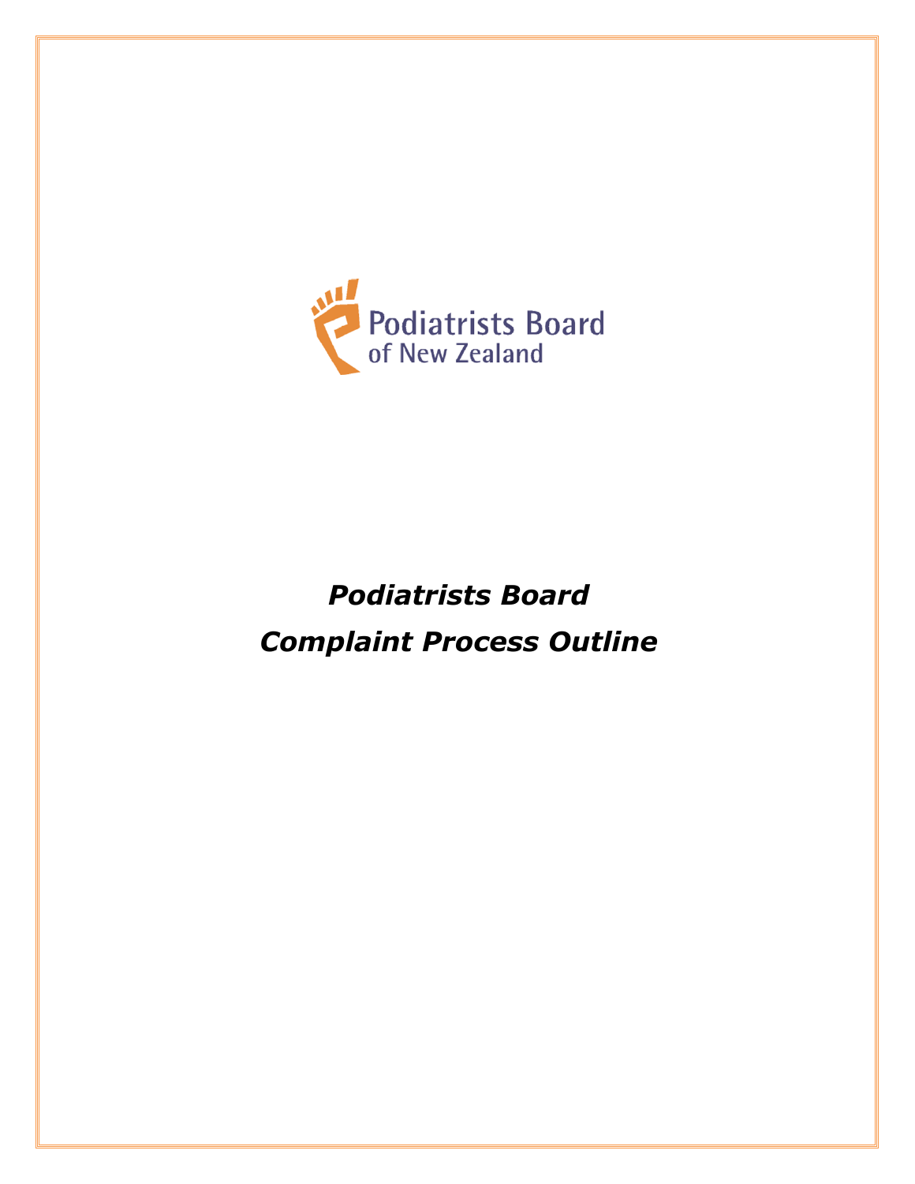Podiatrists Board
of New Zealand

# *Podiatrists Board Complaint Process Outline*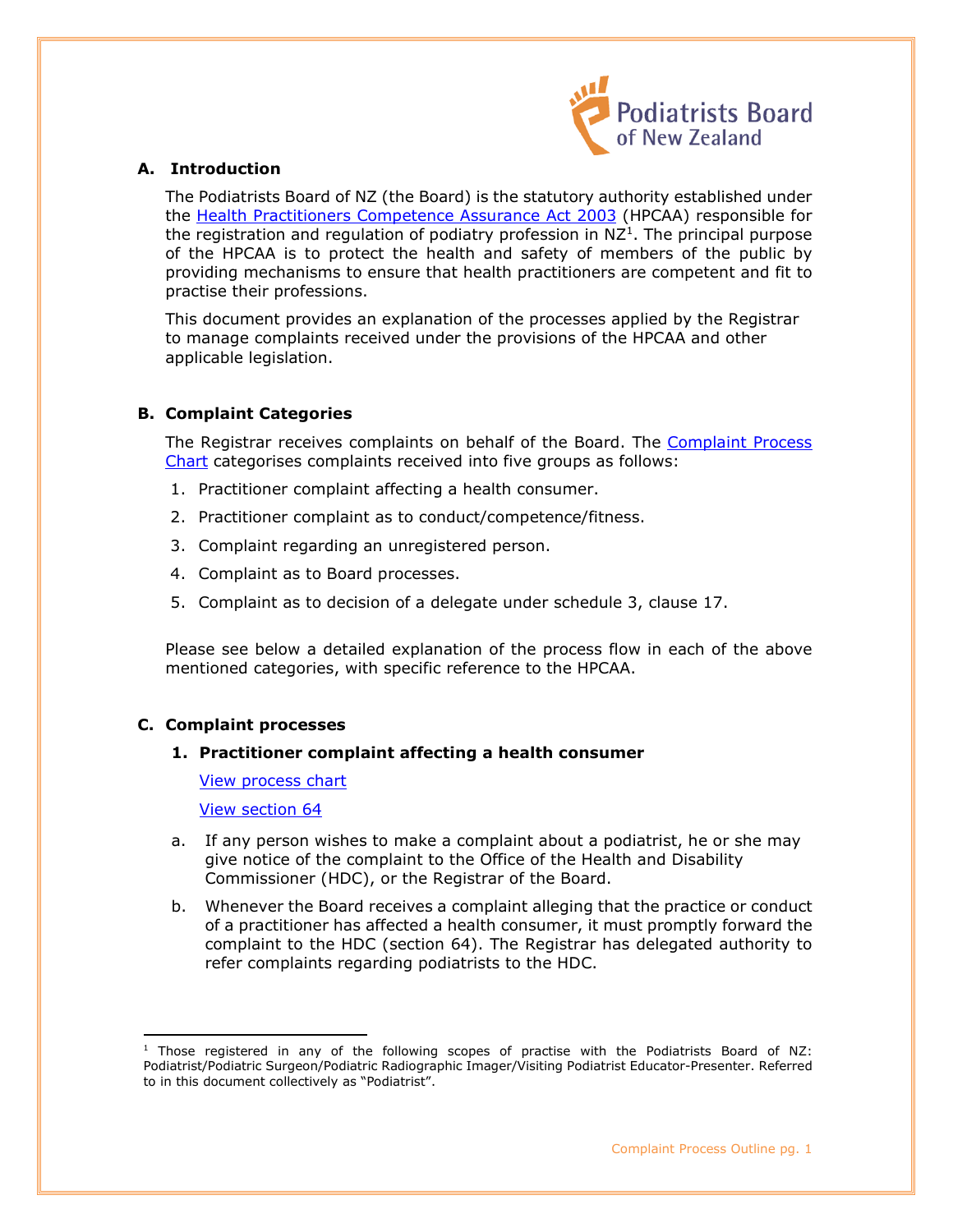## A. Introduction

The Podiatrists Board of NZ (the Board) is the statutory authority established under the Health Practitioners Competence Assurance Act 2003 (HPCAA) responsible for the registration and regulation of podiatry profession in NZ[1]. The principal purpose of the HPCAA is to protect the health and safety of members of the public by providing mechanisms to ensure that health practitioners are competent and fit to practise their professions.

This document provides an explanation of the processes applied by the Registrar to manage complaints received under the provisions of the HPCAA and other applicable legislation.

## B. Complaint Categories

The Registrar receives complaints on behalf of the Board. The Complaint Process Chart categorises complaints received into five groups as follows:

1. Practitioner complaint affecting a health consumer.
2. Practitioner complaint as to conduct/competence/fitness.
3. Complaint regarding an unregistered person.
4. Complaint as to Board processes.
5. Complaint as to decision of a delegate under schedule 3, clause 17.

Please see below a detailed explanation of the process flow in each of the above mentioned categories, with specific reference to the HPCAA.

## C. Complaint processes

### 1. Practitioner complaint affecting a health consumer

View process chart

View section 64

a. If any person wishes to make a complaint about a podiatrist, he or she may give notice of the complaint to the Office of the Health and Disability Commissioner (HDC), or the Registrar of the Board.

b. Whenever the Board receives a complaint alleging that the practice or conduct of a practitioner has affected a health consumer, it must promptly forward the complaint to the HDC (section 64). The Registrar has delegated authority to refer complaints regarding podiatrists to the HDC.

---

[1] Those registered in any of the following scopes of practise with the Podiatrists Board of NZ: Podiatrist/Podiatric Surgeon/Podiatric Radiographic Imager/Visiting Podiatrist Educator-Presenter. Referred to in this document collectively as "Podiatrist".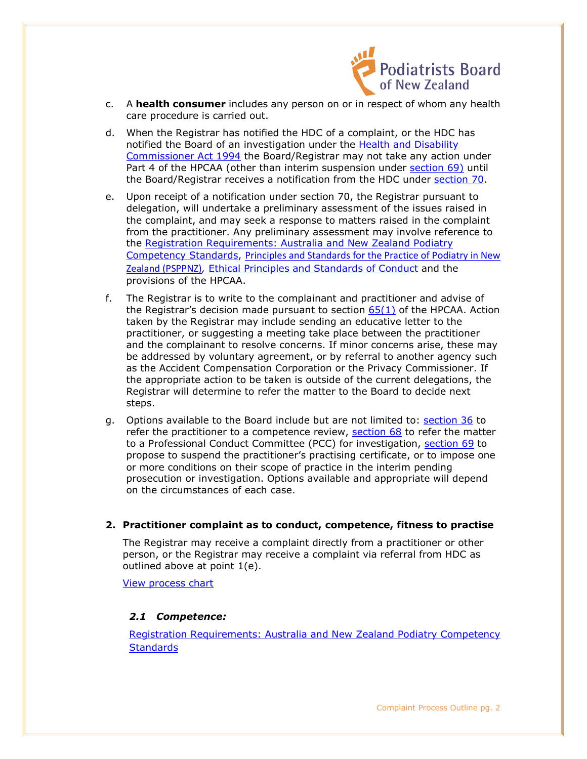c. A **health consumer** includes any person on or in respect of whom any health care procedure is carried out.

d. When the Registrar has notified the HDC of a complaint, or the HDC has notified the Board of an investigation under the Health and Disability Commissioner Act 1994 the Board/Registrar may not take any action under Part 4 of the HPCAA (other than interim suspension under section 69) until the Board/Registrar receives a notification from the HDC under section 70.

e. Upon receipt of a notification under section 70, the Registrar pursuant to delegation, will undertake a preliminary assessment of the issues raised in the complaint, and may seek a response to matters raised in the complaint from the practitioner. Any preliminary assessment may involve reference to the Registration Requirements: Australia and New Zealand Podiatry Competency Standards, Principles and Standards for the Practice of Podiatry in New Zealand (PSPPNZ), Ethical Principles and Standards of Conduct and the provisions of the HPCAA.

f. The Registrar is to write to the complainant and practitioner and advise of the Registrar's decision made pursuant to section 65(1) of the HPCAA. Action taken by the Registrar may include sending an educative letter to the practitioner, or suggesting a meeting take place between the practitioner and the complainant to resolve concerns. If minor concerns arise, these may be addressed by voluntary agreement, or by referral to another agency such as the Accident Compensation Corporation or the Privacy Commissioner. If the appropriate action to be taken is outside of the current delegations, the Registrar will determine to refer the matter to the Board to decide next steps.

g. Options available to the Board include but are not limited to: section 36 to refer the practitioner to a competence review, section 68 to refer the matter to a Professional Conduct Committee (PCC) for investigation, section 69 to propose to suspend the practitioner's practising certificate, or to impose one or more conditions on their scope of practice in the interim pending prosecution or investigation. Options available and appropriate will depend on the circumstances of each case.

## 2. Practitioner complaint as to conduct, competence, fitness to practise

The Registrar may receive a complaint directly from a practitioner or other person, or the Registrar may receive a complaint via referral from HDC as outlined above at point 1(e).

View process chart

### *2.1 Competence:*

Registration Requirements: Australia and New Zealand Podiatry Competency Standards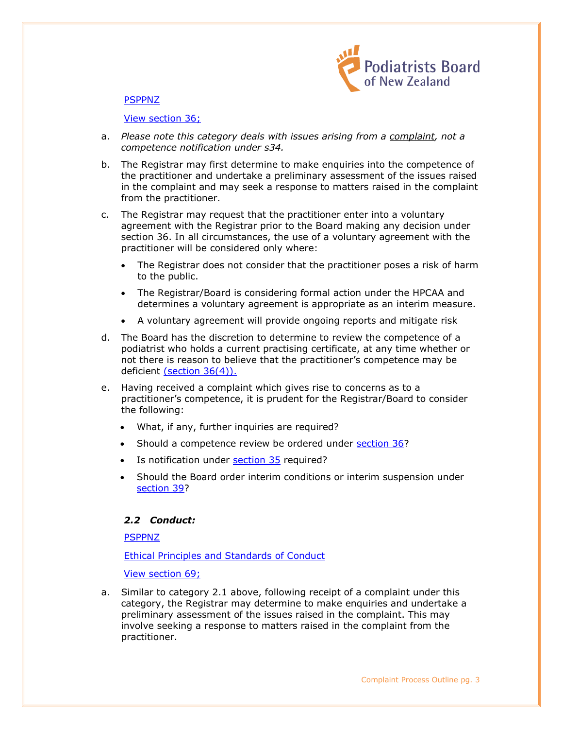PSPPNZ

View section 36;

a. *Please note this category deals with issues arising from a complaint, not a competence notification under s34.*

b. The Registrar may first determine to make enquiries into the competence of the practitioner and undertake a preliminary assessment of the issues raised in the complaint and may seek a response to matters raised in the complaint from the practitioner.

c. The Registrar may request that the practitioner enter into a voluntary agreement with the Registrar prior to the Board making any decision under section 36. In all circumstances, the use of a voluntary agreement with the practitioner will be considered only where:

- The Registrar does not consider that the practitioner poses a risk of harm to the public.
- The Registrar/Board is considering formal action under the HPCAA and determines a voluntary agreement is appropriate as an interim measure.
- A voluntary agreement will provide ongoing reports and mitigate risk

d. The Board has the discretion to determine to review the competence of a podiatrist who holds a current practising certificate, at any time whether or not there is reason to believe that the practitioner's competence may be deficient (section 36(4)).

e. Having received a complaint which gives rise to concerns as to a practitioner's competence, it is prudent for the Registrar/Board to consider the following:

- What, if any, further inquiries are required?
- Should a competence review be ordered under section 36?
- Is notification under section 35 required?
- Should the Board order interim conditions or interim suspension under section 39?

### *2.2 Conduct:*

PSPPNZ

Ethical Principles and Standards of Conduct

View section 69;

a. Similar to category 2.1 above, following receipt of a complaint under this category, the Registrar may determine to make enquiries and undertake a preliminary assessment of the issues raised in the complaint. This may involve seeking a response to matters raised in the complaint from the practitioner.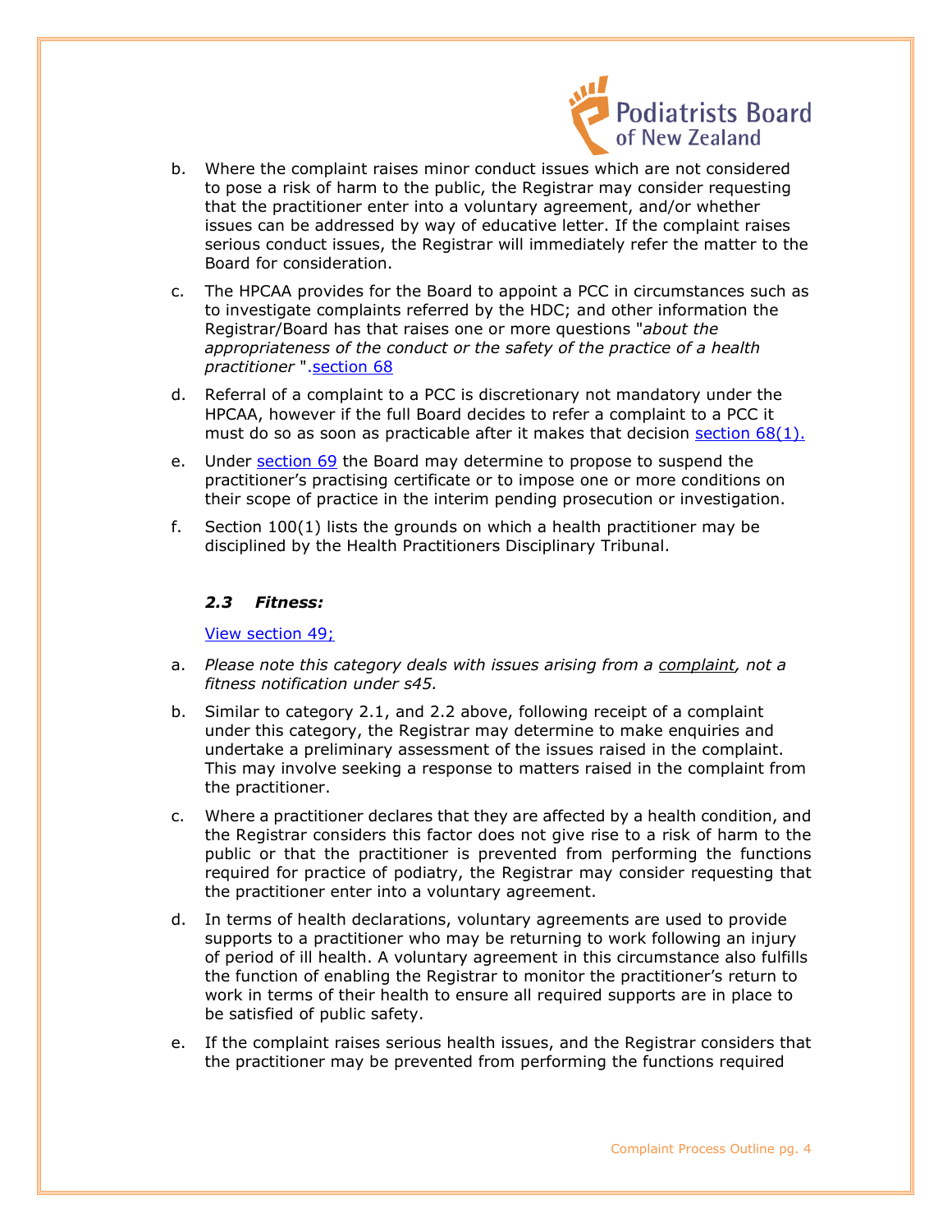b. Where the complaint raises minor conduct issues which are not considered to pose a risk of harm to the public, the Registrar may consider requesting that the practitioner enter into a voluntary agreement, and/or whether issues can be addressed by way of educative letter. If the complaint raises serious conduct issues, the Registrar will immediately refer the matter to the Board for consideration.

c. The HPCAA provides for the Board to appoint a PCC in circumstances such as to investigate complaints referred by the HDC; and other information the Registrar/Board has that raises one or more questions "*about the appropriateness of the conduct or the safety of the practice of a health practitioner* ".section 68

d. Referral of a complaint to a PCC is discretionary not mandatory under the HPCAA, however if the full Board decides to refer a complaint to a PCC it must do so as soon as practicable after it makes that decision section 68(1).

e. Under section 69 the Board may determine to propose to suspend the practitioner's practising certificate or to impose one or more conditions on their scope of practice in the interim pending prosecution or investigation.

f. Section 100(1) lists the grounds on which a health practitioner may be disciplined by the Health Practitioners Disciplinary Tribunal.

### *2.3 Fitness:*

View section 49;

a. *Please note this category deals with issues arising from a complaint, not a fitness notification under s45.*

b. Similar to category 2.1, and 2.2 above, following receipt of a complaint under this category, the Registrar may determine to make enquiries and undertake a preliminary assessment of the issues raised in the complaint. This may involve seeking a response to matters raised in the complaint from the practitioner.

c. Where a practitioner declares that they are affected by a health condition, and the Registrar considers this factor does not give rise to a risk of harm to the public or that the practitioner is prevented from performing the functions required for practice of podiatry, the Registrar may consider requesting that the practitioner enter into a voluntary agreement.

d. In terms of health declarations, voluntary agreements are used to provide supports to a practitioner who may be returning to work following an injury of period of ill health. A voluntary agreement in this circumstance also fulfills the function of enabling the Registrar to monitor the practitioner's return to work in terms of their health to ensure all required supports are in place to be satisfied of public safety.

e. If the complaint raises serious health issues, and the Registrar considers that the practitioner may be prevented from performing the functions required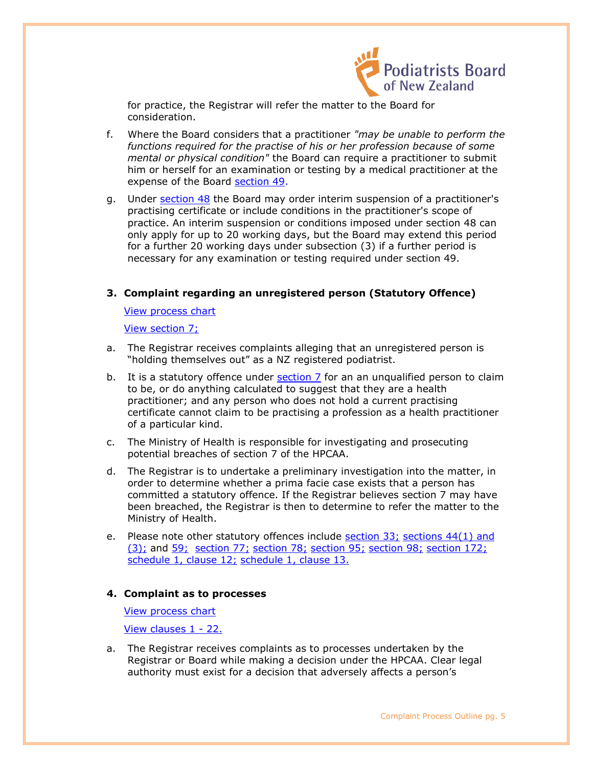for practice, the Registrar will refer the matter to the Board for consideration.

f. Where the Board considers that a practitioner *"may be unable to perform the functions required for the practise of his or her profession because of some mental or physical condition"* the Board can require a practitioner to submit him or herself for an examination or testing by a medical practitioner at the expense of the Board section 49.

g. Under section 48 the Board may order interim suspension of a practitioner's practising certificate or include conditions in the practitioner's scope of practice. An interim suspension or conditions imposed under section 48 can only apply for up to 20 working days, but the Board may extend this period for a further 20 working days under subsection (3) if a further period is necessary for any examination or testing required under section 49.

**3. Complaint regarding an unregistered person (Statutory Offence)**

View process chart

View section 7;

a. The Registrar receives complaints alleging that an unregistered person is "holding themselves out" as a NZ registered podiatrist.

b. It is a statutory offence under section 7 for an an unqualified person to claim to be, or do anything calculated to suggest that they are a health practitioner; and any person who does not hold a current practising certificate cannot claim to be practising a profession as a health practitioner of a particular kind.

c. The Ministry of Health is responsible for investigating and prosecuting potential breaches of section 7 of the HPCAA.

d. The Registrar is to undertake a preliminary investigation into the matter, in order to determine whether a prima facie case exists that a person has committed a statutory offence. If the Registrar believes section 7 may have been breached, the Registrar is then to determine to refer the matter to the Ministry of Health.

e. Please note other statutory offences include section 33; sections 44(1) and (3); and 59; section 77; section 78; section 95; section 98; section 172; schedule 1, clause 12; schedule 1, clause 13.

**4. Complaint as to processes**

View process chart

View clauses 1 - 22.

a. The Registrar receives complaints as to processes undertaken by the Registrar or Board while making a decision under the HPCAA. Clear legal authority must exist for a decision that adversely affects a person's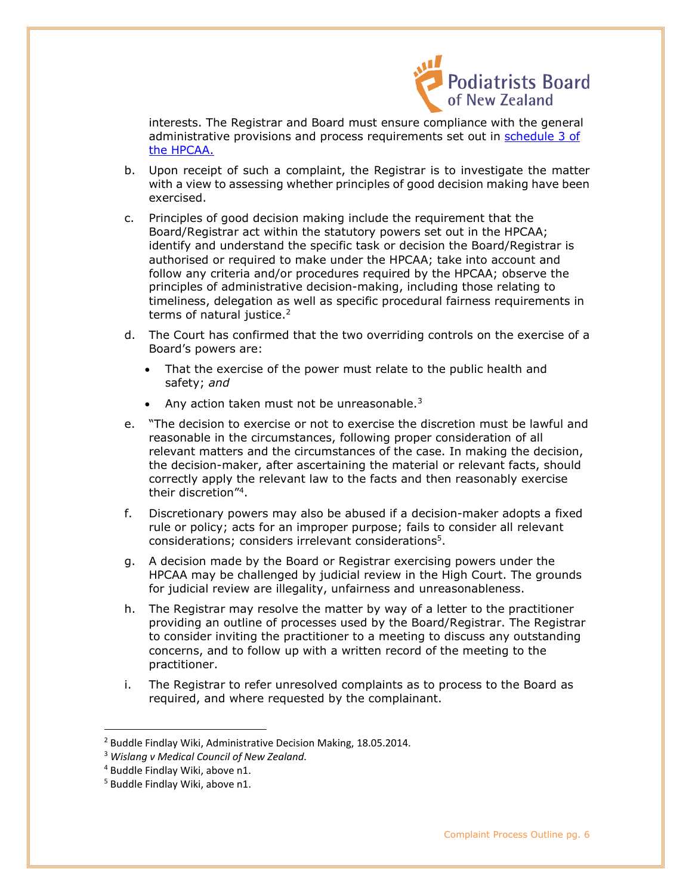interests. The Registrar and Board must ensure compliance with the general administrative provisions and process requirements set out in [schedule 3 of the HPCAA.](#)

b. Upon receipt of such a complaint, the Registrar is to investigate the matter with a view to assessing whether principles of good decision making have been exercised.

c. Principles of good decision making include the requirement that the Board/Registrar act within the statutory powers set out in the HPCAA; identify and understand the specific task or decision the Board/Registrar is authorised or required to make under the HPCAA; take into account and follow any criteria and/or procedures required by the HPCAA; observe the principles of administrative decision-making, including those relating to timeliness, delegation as well as specific procedural fairness requirements in terms of natural justice.[2]

d. The Court has confirmed that the two overriding controls on the exercise of a Board's powers are:

   - That the exercise of the power must relate to the public health and safety; *and*
   - Any action taken must not be unreasonable.[3]

e. "The decision to exercise or not to exercise the discretion must be lawful and reasonable in the circumstances, following proper consideration of all relevant matters and the circumstances of the case. In making the decision, the decision-maker, after ascertaining the material or relevant facts, should correctly apply the relevant law to the facts and then reasonably exercise their discretion"[4].

f. Discretionary powers may also be abused if a decision-maker adopts a fixed rule or policy; acts for an improper purpose; fails to consider all relevant considerations; considers irrelevant considerations[5].

g. A decision made by the Board or Registrar exercising powers under the HPCAA may be challenged by judicial review in the High Court. The grounds for judicial review are illegality, unfairness and unreasonableness.

h. The Registrar may resolve the matter by way of a letter to the practitioner providing an outline of processes used by the Board/Registrar. The Registrar to consider inviting the practitioner to a meeting to discuss any outstanding concerns, and to follow up with a written record of the meeting to the practitioner.

i. The Registrar to refer unresolved complaints as to process to the Board as required, and where requested by the complainant.

---

[2] Buddle Findlay Wiki, Administrative Decision Making, 18.05.2014.

[3] *Wislang v Medical Council of New Zealand.*

[4] Buddle Findlay Wiki, above n1.

[5] Buddle Findlay Wiki, above n1.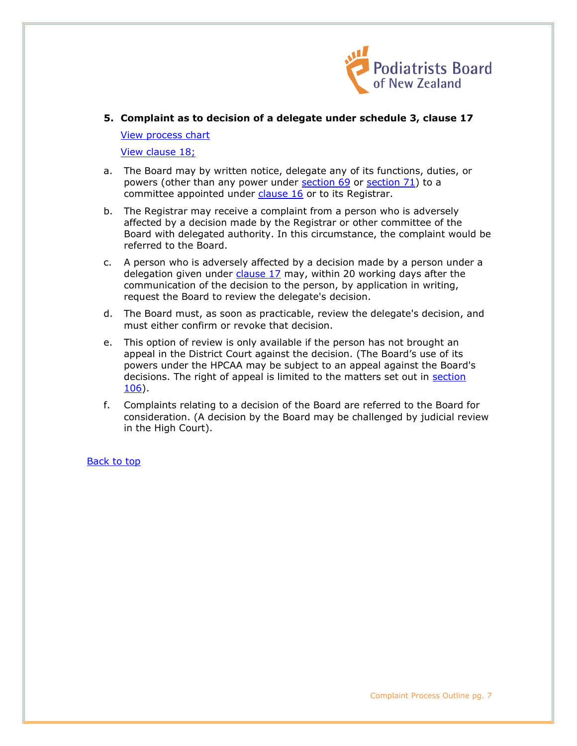## 5. Complaint as to decision of a delegate under schedule 3, clause 17

View process chart

View clause 18;

a. The Board may by written notice, delegate any of its functions, duties, or powers (other than any power under section 69 or section 71) to a committee appointed under clause 16 or to its Registrar.

b. The Registrar may receive a complaint from a person who is adversely affected by a decision made by the Registrar or other committee of the Board with delegated authority. In this circumstance, the complaint would be referred to the Board.

c. A person who is adversely affected by a decision made by a person under a delegation given under clause 17 may, within 20 working days after the communication of the decision to the person, by application in writing, request the Board to review the delegate's decision.

d. The Board must, as soon as practicable, review the delegate's decision, and must either confirm or revoke that decision.

e. This option of review is only available if the person has not brought an appeal in the District Court against the decision. (The Board's use of its powers under the HPCAA may be subject to an appeal against the Board's decisions. The right of appeal is limited to the matters set out in section 106).

f. Complaints relating to a decision of the Board are referred to the Board for consideration. (A decision by the Board may be challenged by judicial review in the High Court).

Back to top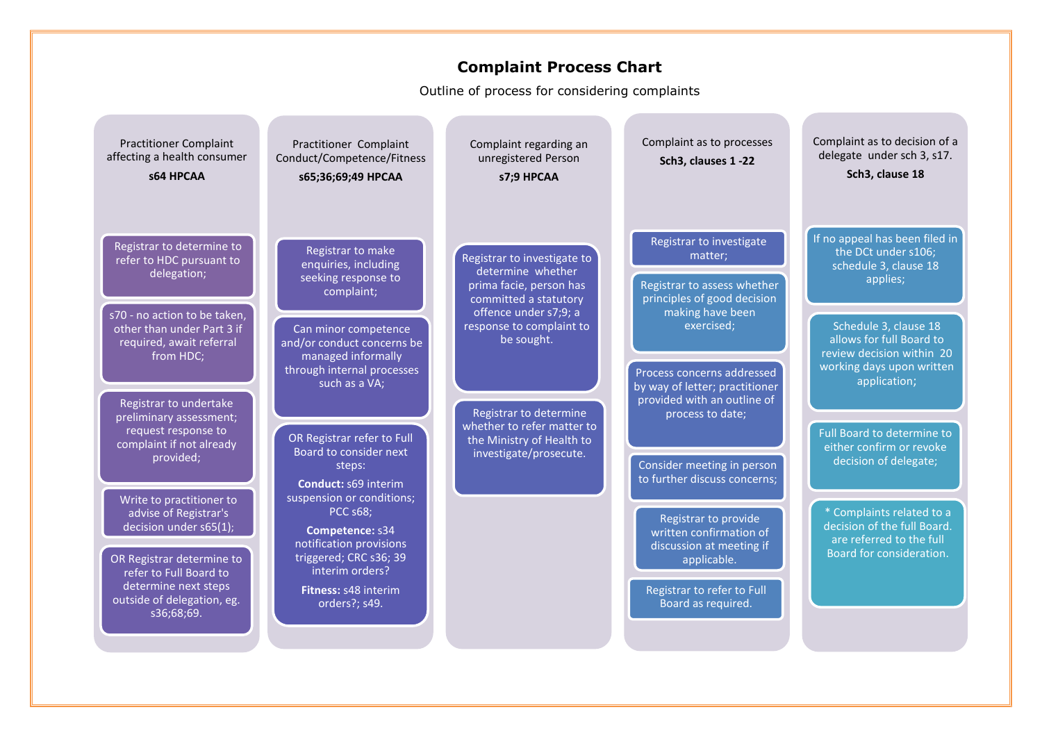# Complaint Process Chart

Outline of process for considering complaints

## Practitioner Complaint affecting a health consumer

**s64 HPCAA**

- Registrar to determine to refer to HDC pursuant to delegation;
- s70 - no action to be taken, other than under Part 3 if required, await referral from HDC;
- Registrar to undertake preliminary assessment; request response to complaint if not already provided;
- Write to practitioner to advise of Registrar's decision under s65(1);
- OR Registrar determine to refer to Full Board to determine next steps outside of delegation, eg. s36;68;69.

## Practitioner Complaint Conduct/Competence/Fitness

**s65;36;69;49 HPCAA**

- Registrar to make enquiries, including seeking response to complaint;
- Can minor competence and/or conduct concerns be managed informally through internal processes such as a VA;
- OR Registrar refer to Full Board to consider next steps:

  **Conduct:** s69 interim suspension or conditions; PCC s68;

  **Competence:** s34 notification provisions triggered; CRC s36; 39 interim orders?

  **Fitness:** s48 interim orders?; s49.

## Complaint regarding an unregistered Person

**s7;9 HPCAA**

- Registrar to investigate to determine whether prima facie, person has committed a statutory offence under s7;9; a response to complaint to be sought.
- Registrar to determine whether to refer matter to the Ministry of Health to investigate/prosecute.

## Complaint as to processes

**Sch3, clauses 1 -22**

- Registrar to investigate matter;
- Registrar to assess whether principles of good decision making have been exercised;
- Process concerns addressed by way of letter; practitioner provided with an outline of process to date;
- Consider meeting in person to further discuss concerns;
- Registrar to provide written confirmation of discussion at meeting if applicable.
- Registrar to refer to Full Board as required.

## Complaint as to decision of a delegate under sch 3, s17.

**Sch3, clause 18**

- If no appeal has been filed in the DCt under s106; schedule 3, clause 18 applies;
- Schedule 3, clause 18 allows for full Board to review decision within 20 working days upon written application;
- Full Board to determine to either confirm or revoke decision of delegate;
- * Complaints related to a decision of the full Board. are referred to the full Board for consideration.